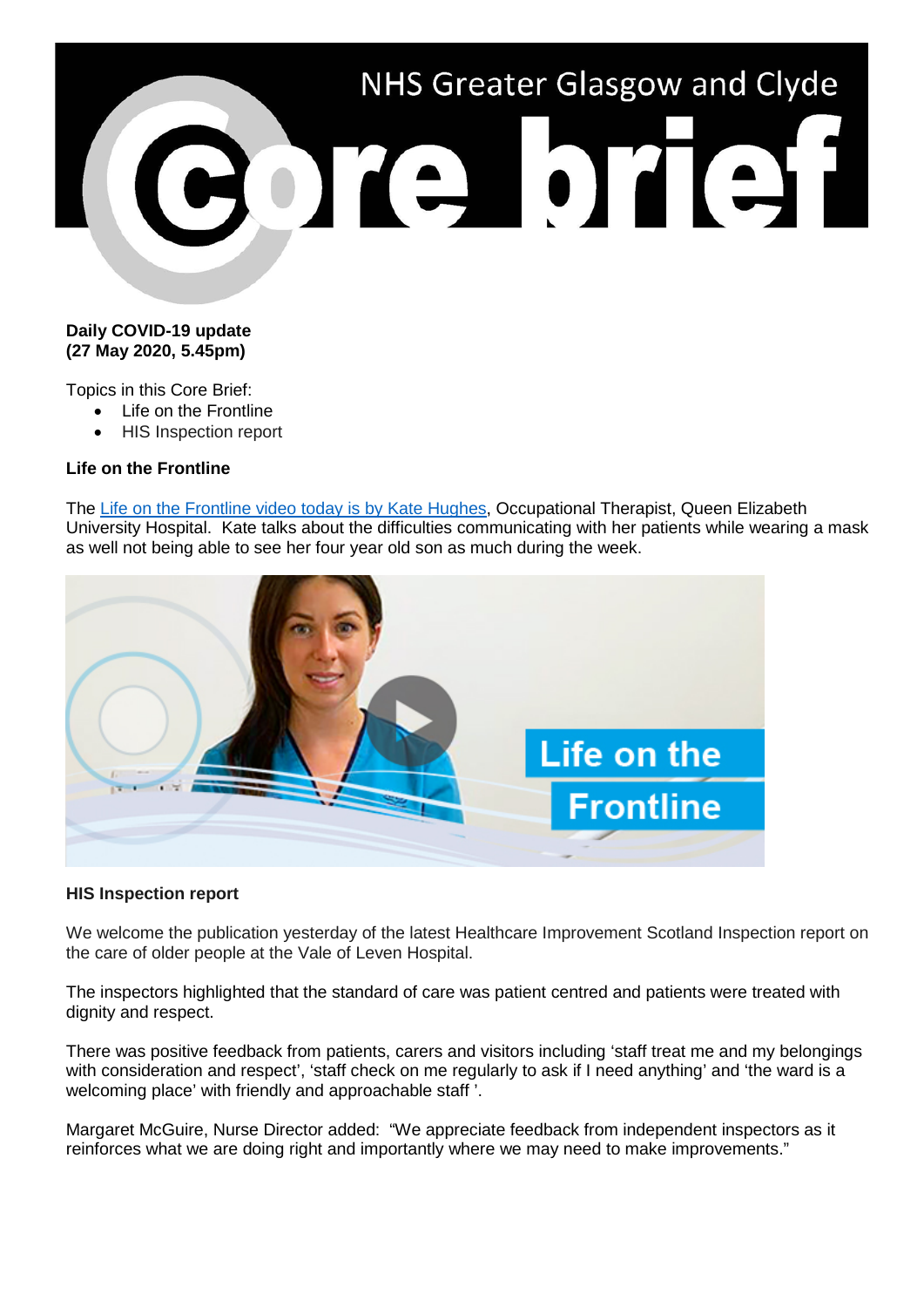NHS Greater Glasgow and Clyde

# Core brief

**Daily COVID-19 update**
**(27 May 2020, 5.45pm)**

Topics in this Core Brief:

- Life on the Frontline
- HIS Inspection report

**Life on the Frontline**

The Life on the Frontline video today is by Kate Hughes, Occupational Therapist, Queen Elizabeth University Hospital. Kate talks about the difficulties communicating with her patients while wearing a mask as well not being able to see her four year old son as much during the week.

**HIS Inspection report**

We welcome the publication yesterday of the latest Healthcare Improvement Scotland Inspection report on the care of older people at the Vale of Leven Hospital.

The inspectors highlighted that the standard of care was patient centred and patients were treated with dignity and respect.

There was positive feedback from patients, carers and visitors including 'staff treat me and my belongings with consideration and respect', 'staff check on me regularly to ask if I need anything' and 'the ward is a welcoming place' with friendly and approachable staff '.

Margaret McGuire, Nurse Director added: "We appreciate feedback from independent inspectors as it reinforces what we are doing right and importantly where we may need to make improvements."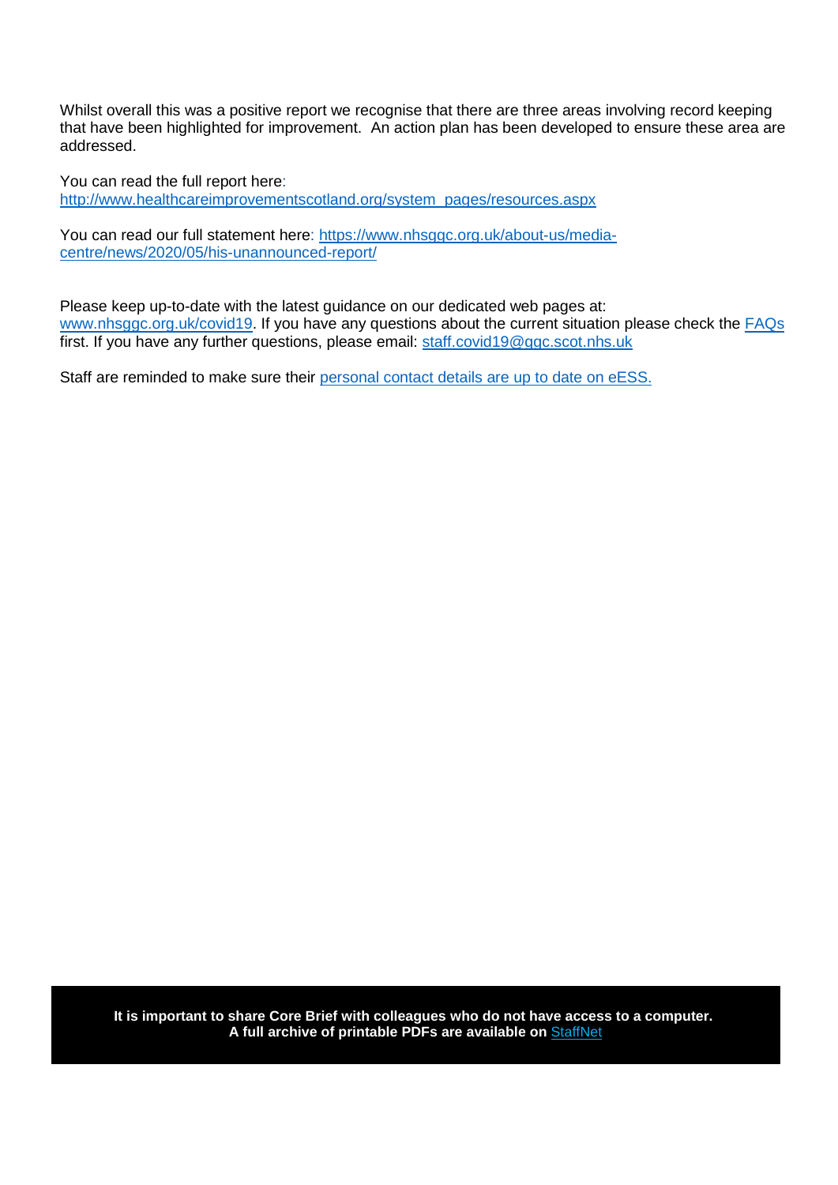Whilst overall this was a positive report we recognise that there are three areas involving record keeping that have been highlighted for improvement. An action plan has been developed to ensure these area are addressed.

You can read the full report here:
http://www.healthcareimprovementscotland.org/system_pages/resources.aspx

You can read our full statement here: https://www.nhsggc.org.uk/about-us/media-centre/news/2020/05/his-unannounced-report/

Please keep up-to-date with the latest guidance on our dedicated web pages at: www.nhsggc.org.uk/covid19. If you have any questions about the current situation please check the FAQs first. If you have any further questions, please email: staff.covid19@ggc.scot.nhs.uk

Staff are reminded to make sure their personal contact details are up to date on eESS.

**It is important to share Core Brief with colleagues who do not have access to a computer.**
**A full archive of printable PDFs are available on StaffNet**